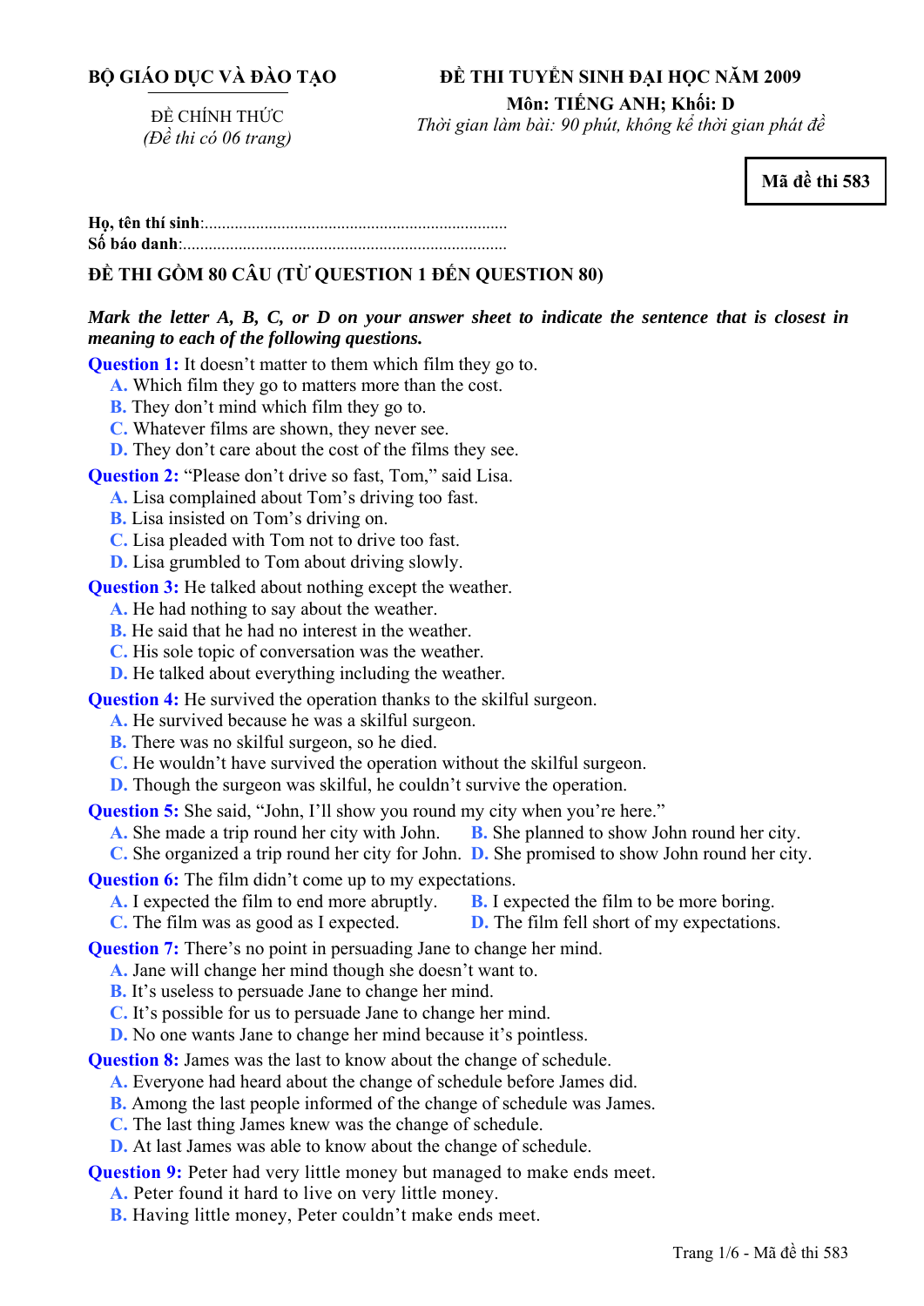**BỘ GIÁO DỤC VÀ ĐÀO TẠO**

ĐỀ CHÍNH THỨC
*(Đề thi có 06 trang)*

**ĐỀ THI TUYỂN SINH ĐẠI HỌC NĂM 2009**
**Môn: TIẾNG ANH; Khối: D**
*Thời gian làm bài: 90 phút, không kể thời gian phát đề*

**Mã đề thi 583**

**Họ, tên thí sinh**:.......................................................................
**Số báo danh**:...........................................................................

**ĐỀ THI GỒM 80 CÂU (TỪ QUESTION 1 ĐẾN QUESTION 80)**

***Mark the letter A, B, C, or D on your answer sheet to indicate the sentence that is closest in meaning to each of the following questions.***

**Question 1:** It doesn't matter to them which film they go to.
 **A.** Which film they go to matters more than the cost.
 **B.** They don't mind which film they go to.
 **C.** Whatever films are shown, they never see.
 **D.** They don't care about the cost of the films they see.

**Question 2:** "Please don't drive so fast, Tom," said Lisa.
 **A.** Lisa complained about Tom's driving too fast.
 **B.** Lisa insisted on Tom's driving on.
 **C.** Lisa pleaded with Tom not to drive too fast.
 **D.** Lisa grumbled to Tom about driving slowly.

**Question 3:** He talked about nothing except the weather.
 **A.** He had nothing to say about the weather.
 **B.** He said that he had no interest in the weather.
 **C.** His sole topic of conversation was the weather.
 **D.** He talked about everything including the weather.

**Question 4:** He survived the operation thanks to the skilful surgeon.
 **A.** He survived because he was a skilful surgeon.
 **B.** There was no skilful surgeon, so he died.
 **C.** He wouldn't have survived the operation without the skilful surgeon.
 **D.** Though the surgeon was skilful, he couldn't survive the operation.

**Question 5:** She said, "John, I'll show you round my city when you're here."
 **A.** She made a trip round her city with John.
 **B.** She planned to show John round her city.
 **C.** She organized a trip round her city for John.
 **D.** She promised to show John round her city.

**Question 6:** The film didn't come up to my expectations.
 **A.** I expected the film to end more abruptly.
 **B.** I expected the film to be more boring.
 **C.** The film was as good as I expected.
 **D.** The film fell short of my expectations.

**Question 7:** There's no point in persuading Jane to change her mind.
 **A.** Jane will change her mind though she doesn't want to.
 **B.** It's useless to persuade Jane to change her mind.
 **C.** It's possible for us to persuade Jane to change her mind.
 **D.** No one wants Jane to change her mind because it's pointless.

**Question 8:** James was the last to know about the change of schedule.
 **A.** Everyone had heard about the change of schedule before James did.
 **B.** Among the last people informed of the change of schedule was James.
 **C.** The last thing James knew was the change of schedule.
 **D.** At last James was able to know about the change of schedule.

**Question 9:** Peter had very little money but managed to make ends meet.
 **A.** Peter found it hard to live on very little money.
 **B.** Having little money, Peter couldn't make ends meet.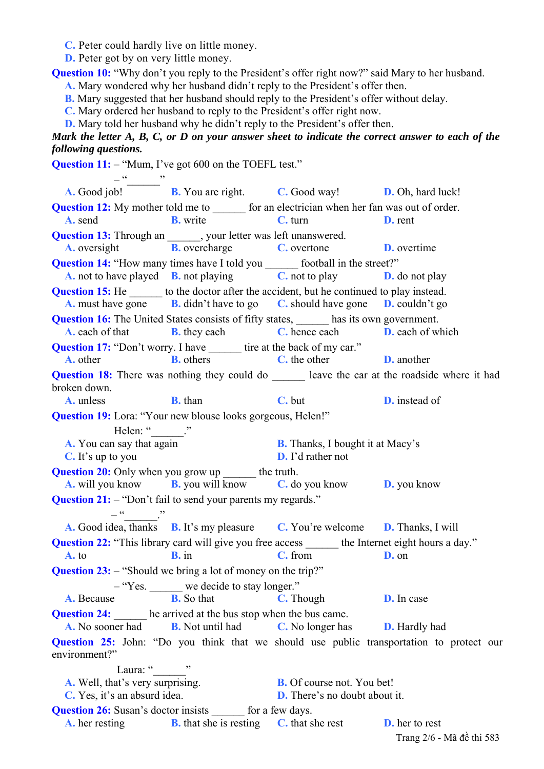C. Peter could hardly live on little money.
D. Peter got by on very little money.

**Question 10:** "Why don't you reply to the President's offer right now?" said Mary to her husband.
A. Mary wondered why her husband didn't reply to the President's offer then.
B. Mary suggested that her husband should reply to the President's offer without delay.
C. Mary ordered her husband to reply to the President's offer right now.
D. Mary told her husband why he didn't reply to the President's offer then.

***Mark the letter A, B, C, or D on your answer sheet to indicate the correct answer to each of the following questions.***

**Question 11:** – "Mum, I've got 600 on the TOEFL test."
– "______"
A. Good job! B. You are right. C. Good way! D. Oh, hard luck!

**Question 12:** My mother told me to ______ for an electrician when her fan was out of order.
A. send B. write C. turn D. rent

**Question 13:** Through an ______, your letter was left unanswered.
A. oversight B. overcharge C. overtone D. overtime

**Question 14:** "How many times have I told you ______ football in the street?"
A. not to have played B. not playing C. not to play D. do not play

**Question 15:** He ______ to the doctor after the accident, but he continued to play instead.
A. must have gone B. didn't have to go C. should have gone D. couldn't go

**Question 16:** The United States consists of fifty states, ______ has its own government.
A. each of that B. they each C. hence each D. each of which

**Question 17:** "Don't worry. I have ______ tire at the back of my car."
A. other B. others C. the other D. another

**Question 18:** There was nothing they could do ______ leave the car at the roadside where it had broken down.
A. unless B. than C. but D. instead of

**Question 19:** Lora: "Your new blouse looks gorgeous, Helen!"
Helen: "______."
A. You can say that again B. Thanks, I bought it at Macy's
C. It's up to you D. I'd rather not

**Question 20:** Only when you grow up ______ the truth.
A. will you know B. you will know C. do you know D. you know

**Question 21:** – "Don't fail to send your parents my regards."
– "______."
A. Good idea, thanks B. It's my pleasure C. You're welcome D. Thanks, I will

**Question 22:** "This library card will give you free access ______ the Internet eight hours a day."
A. to B. in C. from D. on

**Question 23:** – "Should we bring a lot of money on the trip?"
– "Yes. ______ we decide to stay longer."
A. Because B. So that C. Though D. In case

**Question 24:** ______ he arrived at the bus stop when the bus came.
A. No sooner had B. Not until had C. No longer has D. Hardly had

**Question 25:** John: "Do you think that we should use public transportation to protect our environment?"
Laura: "______"
A. Well, that's very surprising. B. Of course not. You bet!
C. Yes, it's an absurd idea. D. There's no doubt about it.

**Question 26:** Susan's doctor insists ______ for a few days.
A. her resting B. that she is resting C. that she rest D. her to rest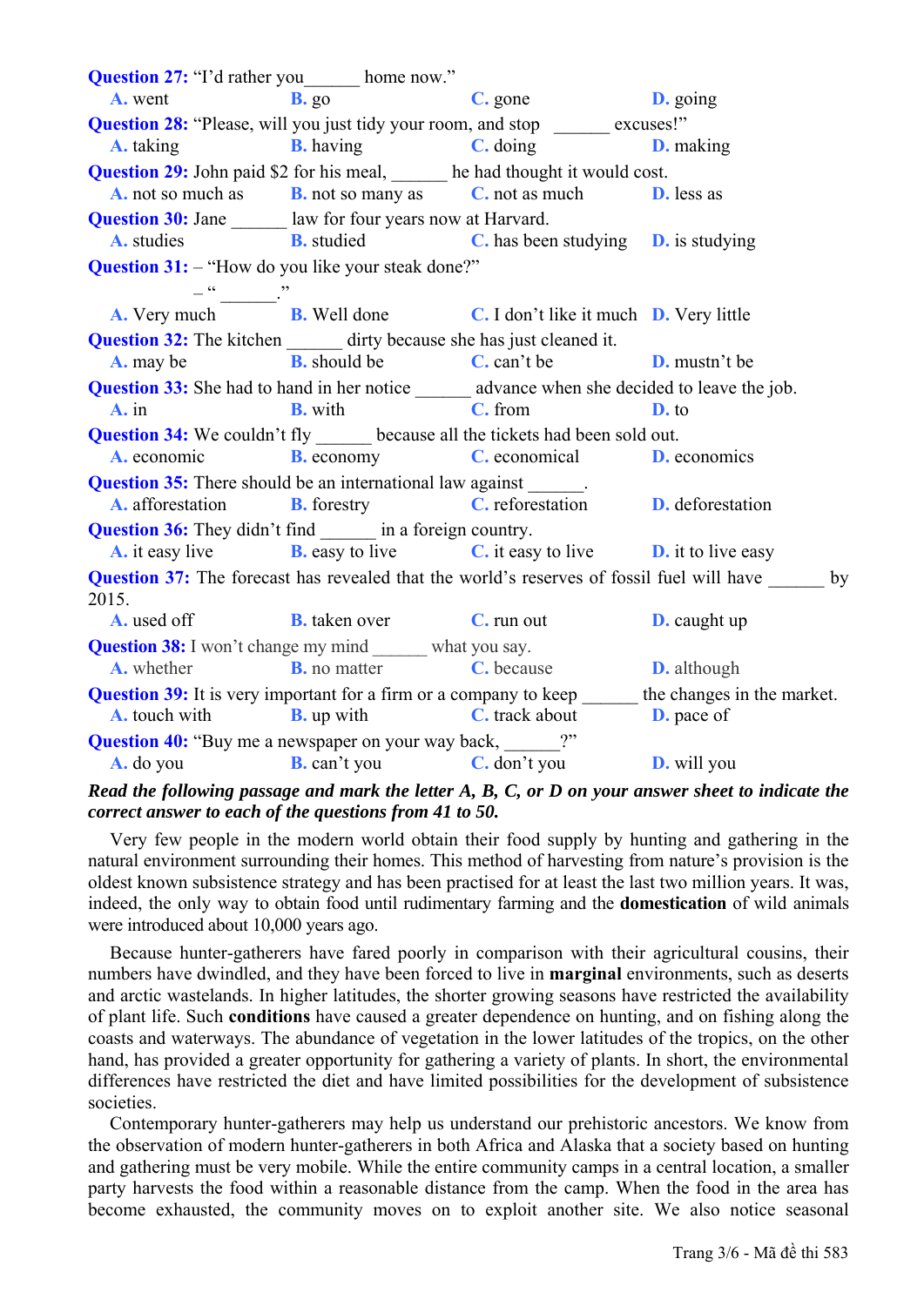**Question 27:** "I'd rather you______ home now."

A. went B. go C. gone D. going

**Question 28:** "Please, will you just tidy your room, and stop ______ excuses!"

A. taking B. having C. doing D. making

**Question 29:** John paid $2 for his meal, ______ he had thought it would cost.

A. not so much as B. not so many as C. not as much D. less as

**Question 30:** Jane ______ law for four years now at Harvard.

A. studies B. studied C. has been studying D. is studying

**Question 31:** – "How do you like your steak done?"

– "______."

A. Very much B. Well done C. I don't like it much D. Very little

**Question 32:** The kitchen ______ dirty because she has just cleaned it.

A. may be B. should be C. can't be D. mustn't be

**Question 33:** She had to hand in her notice ______ advance when she decided to leave the job.

A. in B. with C. from D. to

**Question 34:** We couldn't fly ______ because all the tickets had been sold out.

A. economic B. economy C. economical D. economics

**Question 35:** There should be an international law against ______.

A. afforestation B. forestry C. reforestation D. deforestation

**Question 36:** They didn't find ______ in a foreign country.

A. it easy live B. easy to live C. it easy to live D. it to live easy

**Question 37:** The forecast has revealed that the world's reserves of fossil fuel will have ______ by 2015.

A. used off B. taken over C. run out D. caught up

**Question 38:** I won't change my mind ______ what you say.

A. whether B. no matter C. because D. although

**Question 39:** It is very important for a firm or a company to keep ______ the changes in the market.

A. touch with B. up with C. track about D. pace of

**Question 40:** "Buy me a newspaper on your way back, ______?"

A. do you B. can't you C. don't you D. will you

***Read the following passage and mark the letter A, B, C, or D on your answer sheet to indicate the correct answer to each of the questions from 41 to 50.***

Very few people in the modern world obtain their food supply by hunting and gathering in the natural environment surrounding their homes. This method of harvesting from nature's provision is the oldest known subsistence strategy and has been practised for at least the last two million years. It was, indeed, the only way to obtain food until rudimentary farming and the **domestication** of wild animals were introduced about 10,000 years ago.

Because hunter-gatherers have fared poorly in comparison with their agricultural cousins, their numbers have dwindled, and they have been forced to live in **marginal** environments, such as deserts and arctic wastelands. In higher latitudes, the shorter growing seasons have restricted the availability of plant life. Such **conditions** have caused a greater dependence on hunting, and on fishing along the coasts and waterways. The abundance of vegetation in the lower latitudes of the tropics, on the other hand, has provided a greater opportunity for gathering a variety of plants. In short, the environmental differences have restricted the diet and have limited possibilities for the development of subsistence societies.

Contemporary hunter-gatherers may help us understand our prehistoric ancestors. We know from the observation of modern hunter-gatherers in both Africa and Alaska that a society based on hunting and gathering must be very mobile. While the entire community camps in a central location, a smaller party harvests the food within a reasonable distance from the camp. When the food in the area has become exhausted, the community moves on to exploit another site. We also notice seasonal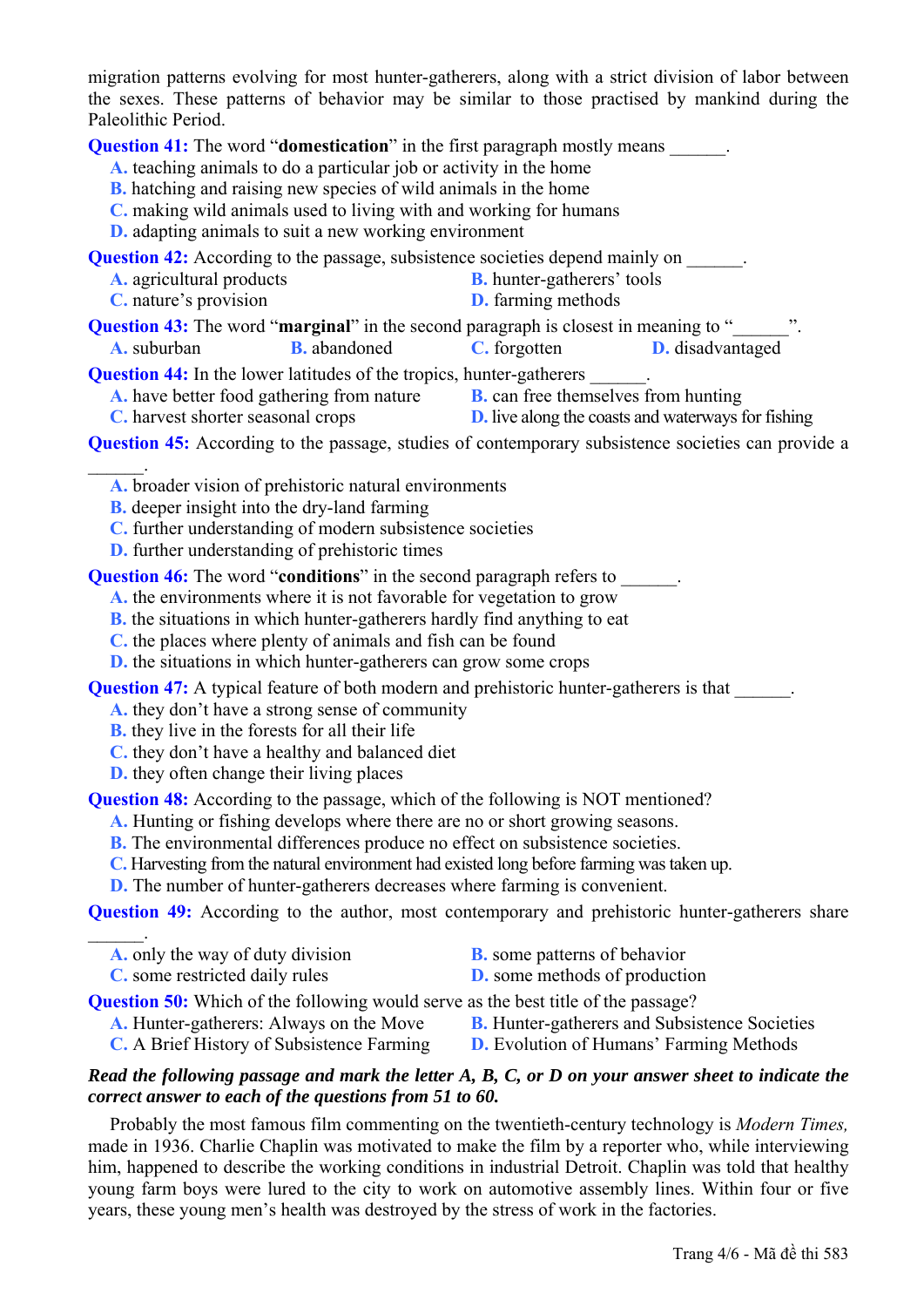migration patterns evolving for most hunter-gatherers, along with a strict division of labor between the sexes. These patterns of behavior may be similar to those practised by mankind during the Paleolithic Period.

**Question 41:** The word "**domestication**" in the first paragraph mostly means ______.

A. teaching animals to do a particular job or activity in the home
B. hatching and raising new species of wild animals in the home
C. making wild animals used to living with and working for humans
D. adapting animals to suit a new working environment

**Question 42:** According to the passage, subsistence societies depend mainly on ______.

A. agricultural products
B. hunter-gatherers' tools
C. nature's provision
D. farming methods

**Question 43:** The word "**marginal**" in the second paragraph is closest in meaning to "______".

A. suburban
B. abandoned
C. forgotten
D. disadvantaged

**Question 44:** In the lower latitudes of the tropics, hunter-gatherers ______.

A. have better food gathering from nature
B. can free themselves from hunting
C. harvest shorter seasonal crops
D. live along the coasts and waterways for fishing

**Question 45:** According to the passage, studies of contemporary subsistence societies can provide a ______.

A. broader vision of prehistoric natural environments
B. deeper insight into the dry-land farming
C. further understanding of modern subsistence societies
D. further understanding of prehistoric times

**Question 46:** The word "**conditions**" in the second paragraph refers to ______.

A. the environments where it is not favorable for vegetation to grow
B. the situations in which hunter-gatherers hardly find anything to eat
C. the places where plenty of animals and fish can be found
D. the situations in which hunter-gatherers can grow some crops

**Question 47:** A typical feature of both modern and prehistoric hunter-gatherers is that ______.

A. they don't have a strong sense of community
B. they live in the forests for all their life
C. they don't have a healthy and balanced diet
D. they often change their living places

**Question 48:** According to the passage, which of the following is NOT mentioned?

A. Hunting or fishing develops where there are no or short growing seasons.
B. The environmental differences produce no effect on subsistence societies.
C. Harvesting from the natural environment had existed long before farming was taken up.
D. The number of hunter-gatherers decreases where farming is convenient.

**Question 49:** According to the author, most contemporary and prehistoric hunter-gatherers share ______.

A. only the way of duty division
B. some patterns of behavior
C. some restricted daily rules
D. some methods of production

**Question 50:** Which of the following would serve as the best title of the passage?

A. Hunter-gatherers: Always on the Move
B. Hunter-gatherers and Subsistence Societies
C. A Brief History of Subsistence Farming
D. Evolution of Humans' Farming Methods

***Read the following passage and mark the letter A, B, C, or D on your answer sheet to indicate the correct answer to each of the questions from 51 to 60.***

Probably the most famous film commenting on the twentieth-century technology is *Modern Times,* made in 1936. Charlie Chaplin was motivated to make the film by a reporter who, while interviewing him, happened to describe the working conditions in industrial Detroit. Chaplin was told that healthy young farm boys were lured to the city to work on automotive assembly lines. Within four or five years, these young men's health was destroyed by the stress of work in the factories.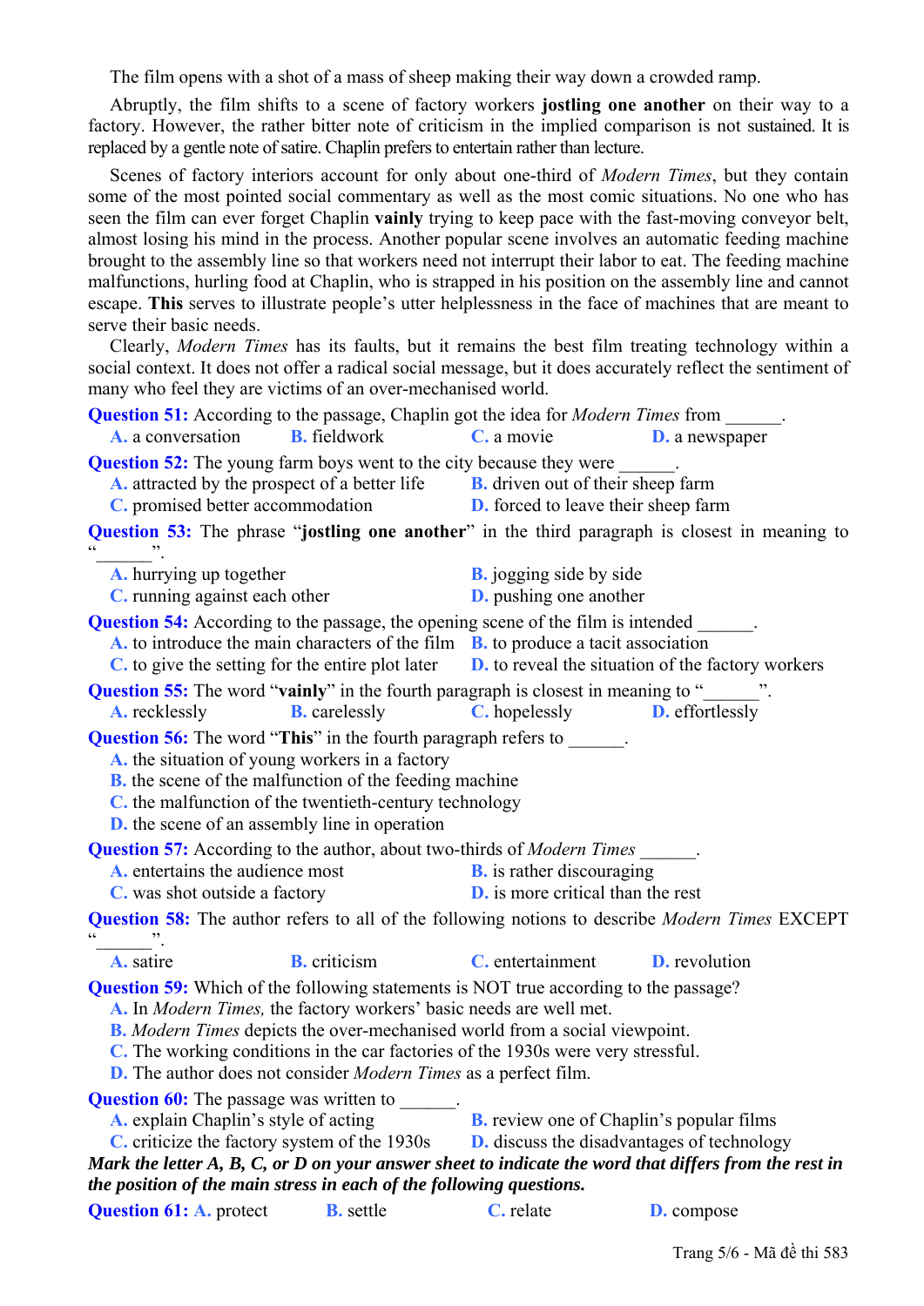The film opens with a shot of a mass of sheep making their way down a crowded ramp.

Abruptly, the film shifts to a scene of factory workers **jostling one another** on their way to a factory. However, the rather bitter note of criticism in the implied comparison is not sustained. It is replaced by a gentle note of satire. Chaplin prefers to entertain rather than lecture.

Scenes of factory interiors account for only about one-third of *Modern Times*, but they contain some of the most pointed social commentary as well as the most comic situations. No one who has seen the film can ever forget Chaplin **vainly** trying to keep pace with the fast-moving conveyor belt, almost losing his mind in the process. Another popular scene involves an automatic feeding machine brought to the assembly line so that workers need not interrupt their labor to eat. The feeding machine malfunctions, hurling food at Chaplin, who is strapped in his position on the assembly line and cannot escape. **This** serves to illustrate people's utter helplessness in the face of machines that are meant to serve their basic needs.

Clearly, *Modern Times* has its faults, but it remains the best film treating technology within a social context. It does not offer a radical social message, but it does accurately reflect the sentiment of many who feel they are victims of an over-mechanised world.

**Question 51:** According to the passage, Chaplin got the idea for *Modern Times* from ______.

A. a conversation B. fieldwork C. a movie D. a newspaper

**Question 52:** The young farm boys went to the city because they were ______.

A. attracted by the prospect of a better life
B. driven out of their sheep farm
C. promised better accommodation
D. forced to leave their sheep farm

**Question 53:** The phrase "**jostling one another**" in the third paragraph is closest in meaning to "______".

A. hurrying up together
B. jogging side by side
C. running against each other
D. pushing one another

**Question 54:** According to the passage, the opening scene of the film is intended ______.

A. to introduce the main characters of the film
B. to produce a tacit association
C. to give the setting for the entire plot later
D. to reveal the situation of the factory workers

**Question 55:** The word "**vainly**" in the fourth paragraph is closest in meaning to "______".

A. recklessly B. carelessly C. hopelessly D. effortlessly

**Question 56:** The word "**This**" in the fourth paragraph refers to ______.

A. the situation of young workers in a factory
B. the scene of the malfunction of the feeding machine
C. the malfunction of the twentieth-century technology
D. the scene of an assembly line in operation

**Question 57:** According to the author, about two-thirds of *Modern Times* ______.

A. entertains the audience most
B. is rather discouraging
C. was shot outside a factory
D. is more critical than the rest

**Question 58:** The author refers to all of the following notions to describe *Modern Times* EXCEPT "______".

A. satire B. criticism C. entertainment D. revolution

**Question 59:** Which of the following statements is NOT true according to the passage?

A. In *Modern Times,* the factory workers' basic needs are well met.
B. *Modern Times* depicts the over-mechanised world from a social viewpoint.
C. The working conditions in the car factories of the 1930s were very stressful.
D. The author does not consider *Modern Times* as a perfect film.

**Question 60:** The passage was written to ______.

A. explain Chaplin's style of acting
B. review one of Chaplin's popular films
C. criticize the factory system of the 1930s
D. discuss the disadvantages of technology

***Mark the letter A, B, C, or D on your answer sheet to indicate the word that differs from the rest in the position of the main stress in each of the following questions.***

**Question 61:** A. protect B. settle C. relate D. compose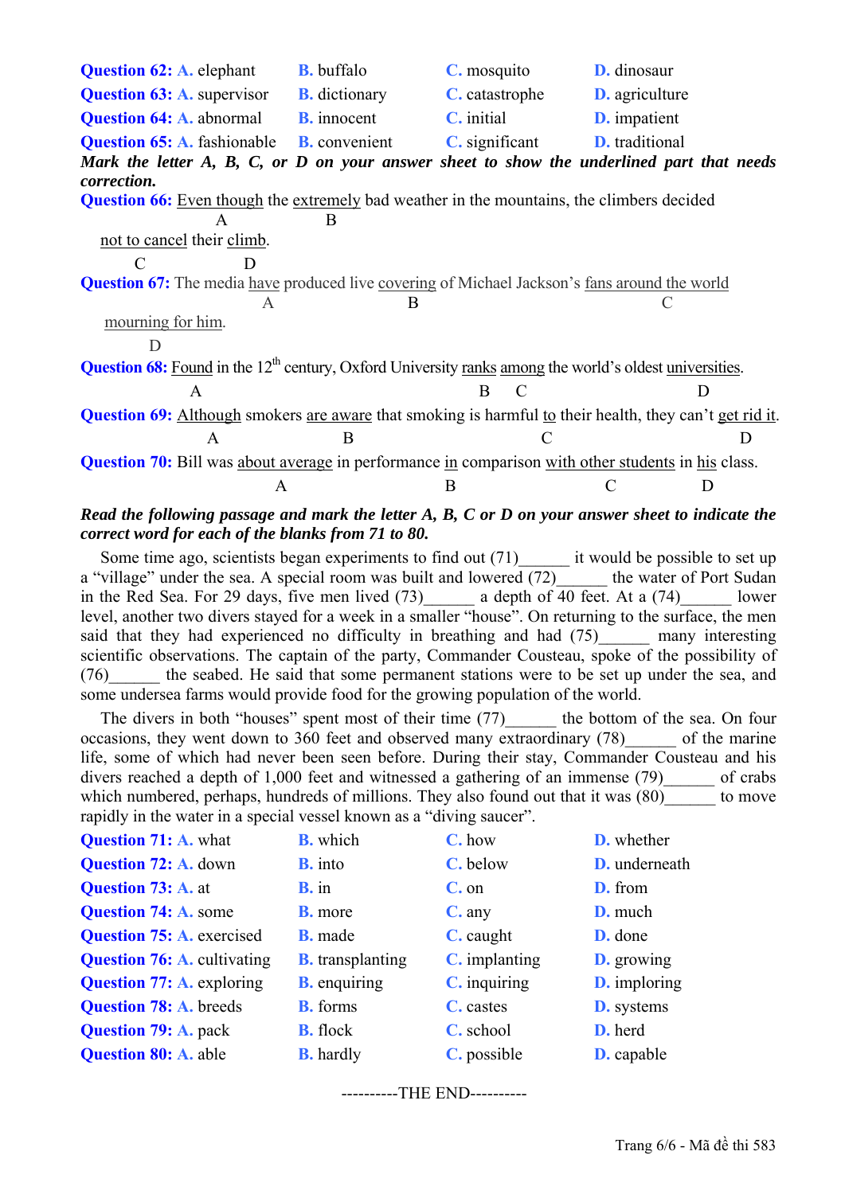**Question 62:** A. elephant B. buffalo C. mosquito D. dinosaur

**Question 63:** A. supervisor B. dictionary C. catastrophe D. agriculture

**Question 64:** A. abnormal B. innocent C. initial D. impatient

**Question 65:** A. fashionable B. convenient C. significant D. traditional

***Mark the letter A, B, C, or D on your answer sheet to show the underlined part that needs correction.***

**Question 66:** Even though (A) the extremely (B) bad weather in the mountains, the climbers decided not to cancel (C) their climb (D).

**Question 67:** The media have (A) produced live covering (B) of Michael Jackson's fans around the world (C) mourning for him (D).

**Question 68:** Found (A) in the 12th century, Oxford University ranks (B) among (C) the world's oldest universities (D).

**Question 69:** Although (A) smokers are aware (B) that smoking is harmful to (C) their health, they can't get rid it (D).

**Question 70:** Bill was about average (A) in performance in (B) comparison with other students (C) in his (D) class.

***Read the following passage and mark the letter A, B, C or D on your answer sheet to indicate the correct word for each of the blanks from 71 to 80.***

Some time ago, scientists began experiments to find out (71)______ it would be possible to set up a "village" under the sea. A special room was built and lowered (72)______ the water of Port Sudan in the Red Sea. For 29 days, five men lived (73)______ a depth of 40 feet. At a (74)______ lower level, another two divers stayed for a week in a smaller "house". On returning to the surface, the men said that they had experienced no difficulty in breathing and had (75)______ many interesting scientific observations. The captain of the party, Commander Cousteau, spoke of the possibility of (76)______ the seabed. He said that some permanent stations were to be set up under the sea, and some undersea farms would provide food for the growing population of the world.

The divers in both "houses" spent most of their time (77)______ the bottom of the sea. On four occasions, they went down to 360 feet and observed many extraordinary (78)______ of the marine life, some of which had never been seen before. During their stay, Commander Cousteau and his divers reached a depth of 1,000 feet and witnessed a gathering of an immense (79)______ of crabs which numbered, perhaps, hundreds of millions. They also found out that it was (80)______ to move rapidly in the water in a special vessel known as a "diving saucer".

**Question 71:** A. what B. which C. how D. whether

**Question 72:** A. down B. into C. below D. underneath

**Question 73:** A. at B. in C. on D. from

**Question 74:** A. some B. more C. any D. much

**Question 75:** A. exercised B. made C. caught D. done

**Question 76:** A. cultivating B. transplanting C. implanting D. growing

**Question 77:** A. exploring B. enquiring C. inquiring D. imploring

**Question 78:** A. breeds B. forms C. castes D. systems

**Question 79:** A. pack B. flock C. school D. herd

**Question 80:** A. able B. hardly C. possible D. capable

----------THE END----------